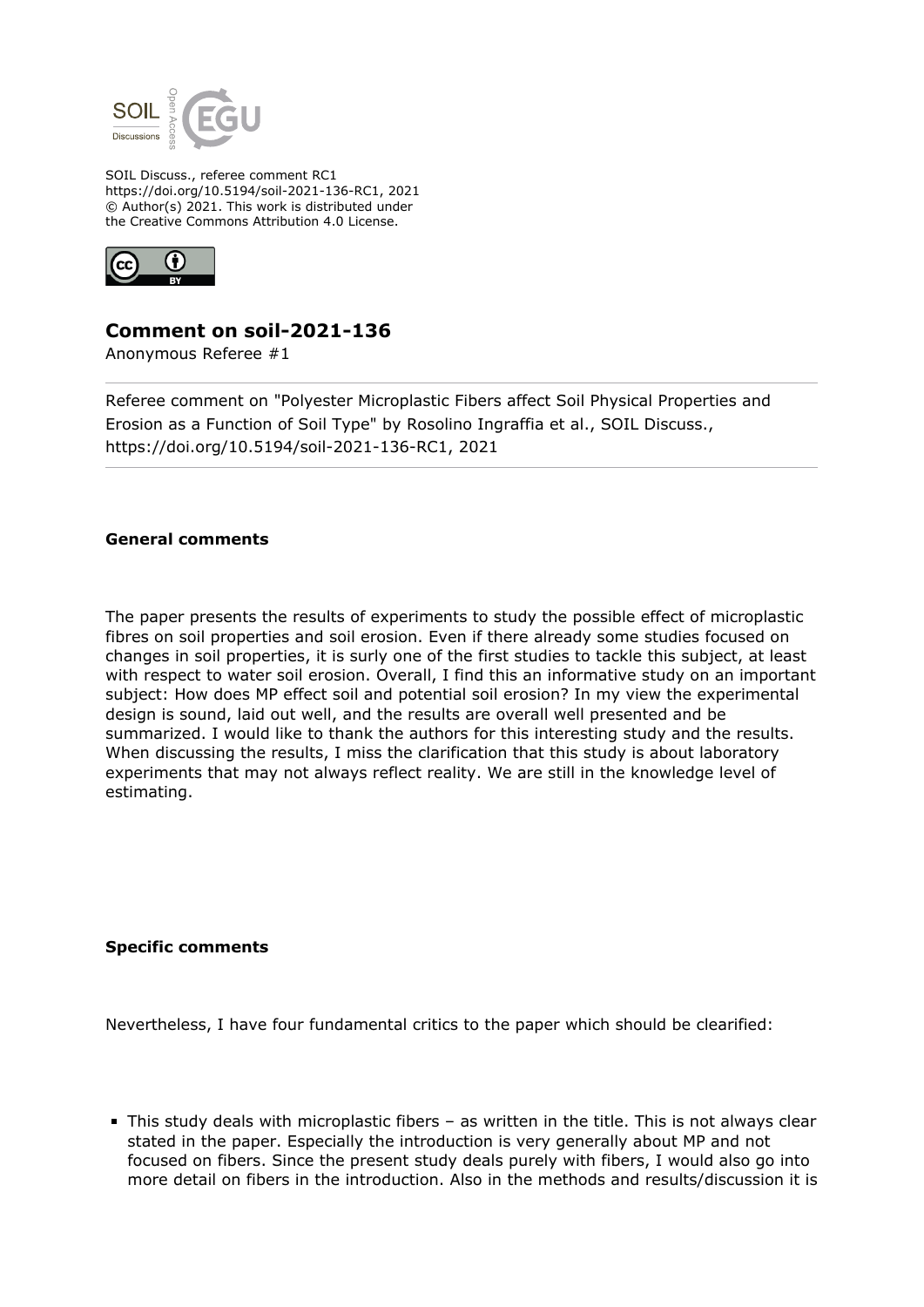SOIL Discuss., referee comment RC1
https://doi.org/10.5194/soil-2021-136-RC1, 2021
© Author(s) 2021. This work is distributed under
the Creative Commons Attribution 4.0 License.

## Comment on soil-2021-136

Anonymous Referee #1

Referee comment on "Polyester Microplastic Fibers affect Soil Physical Properties and Erosion as a Function of Soil Type" by Rosolino Ingraffia et al., SOIL Discuss., https://doi.org/10.5194/soil-2021-136-RC1, 2021

**General comments**

The paper presents the results of experiments to study the possible effect of microplastic fibres on soil properties and soil erosion. Even if there already some studies focused on changes in soil properties, it is surly one of the first studies to tackle this subject, at least with respect to water soil erosion. Overall, I find this an informative study on an important subject: How does MP effect soil and potential soil erosion? In my view the experimental design is sound, laid out well, and the results are overall well presented and be summarized. I would like to thank the authors for this interesting study and the results. When discussing the results, I miss the clarification that this study is about laboratory experiments that may not always reflect reality. We are still in the knowledge level of estimating.

**Specific comments**

Nevertheless, I have four fundamental critics to the paper which should be clearified:

- This study deals with microplastic fibers – as written in the title. This is not always clear stated in the paper. Especially the introduction is very generally about MP and not focused on fibers. Since the present study deals purely with fibers, I would also go into more detail on fibers in the introduction. Also in the methods and results/discussion it is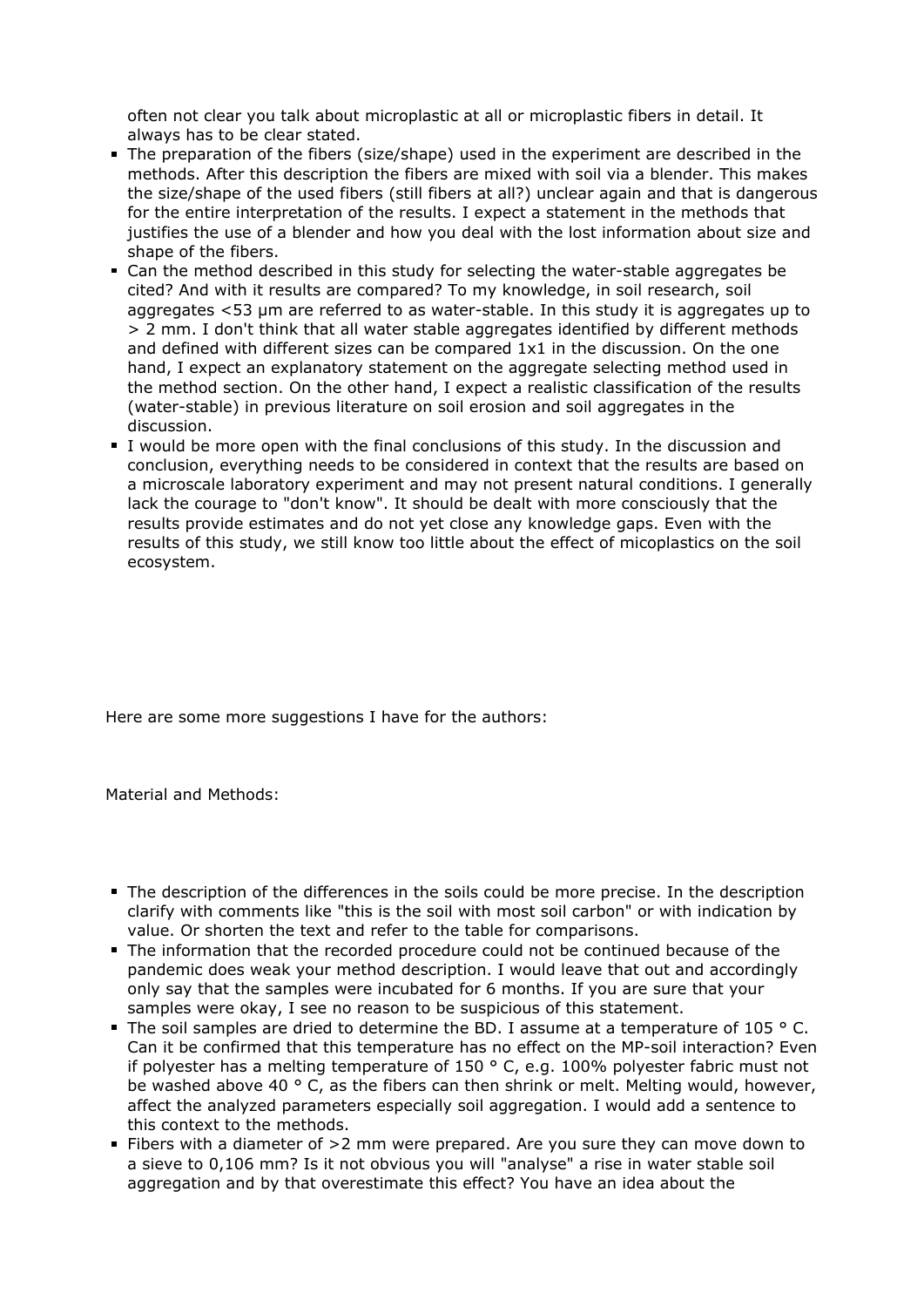often not clear you talk about microplastic at all or microplastic fibers in detail. It always has to be clear stated.

- The preparation of the fibers (size/shape) used in the experiment are described in the methods. After this description the fibers are mixed with soil via a blender. This makes the size/shape of the used fibers (still fibers at all?) unclear again and that is dangerous for the entire interpretation of the results. I expect a statement in the methods that justifies the use of a blender and how you deal with the lost information about size and shape of the fibers.
- Can the method described in this study for selecting the water-stable aggregates be cited? And with it results are compared? To my knowledge, in soil research, soil aggregates <53 µm are referred to as water-stable. In this study it is aggregates up to > 2 mm. I don't think that all water stable aggregates identified by different methods and defined with different sizes can be compared 1x1 in the discussion. On the one hand, I expect an explanatory statement on the aggregate selecting method used in the method section. On the other hand, I expect a realistic classification of the results (water-stable) in previous literature on soil erosion and soil aggregates in the discussion.
- I would be more open with the final conclusions of this study. In the discussion and conclusion, everything needs to be considered in context that the results are based on a microscale laboratory experiment and may not present natural conditions. I generally lack the courage to "don't know". It should be dealt with more consciously that the results provide estimates and do not yet close any knowledge gaps. Even with the results of this study, we still know too little about the effect of micoplastics on the soil ecosystem.

Here are some more suggestions I have for the authors:

Material and Methods:

- The description of the differences in the soils could be more precise. In the description clarify with comments like "this is the soil with most soil carbon" or with indication by value. Or shorten the text and refer to the table for comparisons.
- The information that the recorded procedure could not be continued because of the pandemic does weak your method description. I would leave that out and accordingly only say that the samples were incubated for 6 months. If you are sure that your samples were okay, I see no reason to be suspicious of this statement.
- The soil samples are dried to determine the BD. I assume at a temperature of 105 ° C. Can it be confirmed that this temperature has no effect on the MP-soil interaction? Even if polyester has a melting temperature of 150 ° C, e.g. 100% polyester fabric must not be washed above 40 ° C, as the fibers can then shrink or melt. Melting would, however, affect the analyzed parameters especially soil aggregation. I would add a sentence to this context to the methods.
- Fibers with a diameter of >2 mm were prepared. Are you sure they can move down to a sieve to 0,106 mm? Is it not obvious you will "analyse" a rise in water stable soil aggregation and by that overestimate this effect? You have an idea about the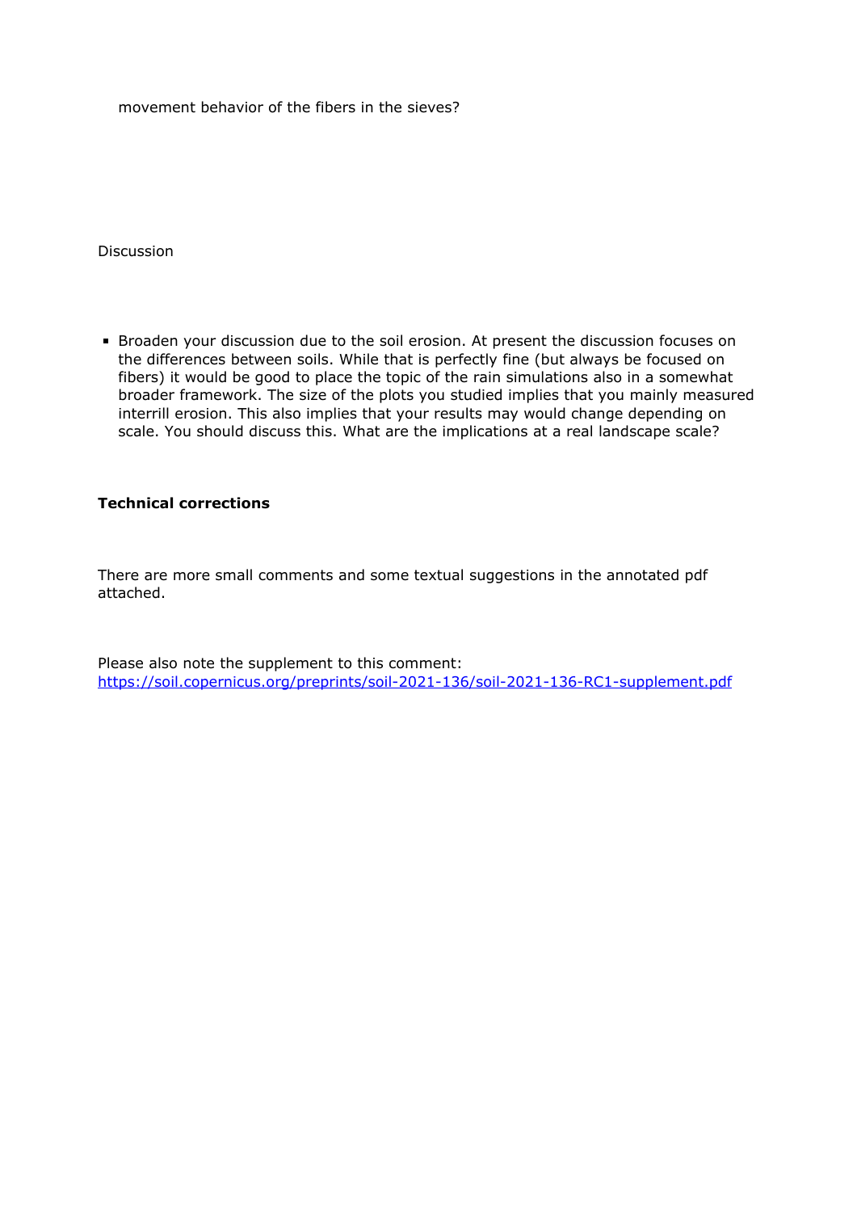movement behavior of the fibers in the sieves?

Discussion

- Broaden your discussion due to the soil erosion. At present the discussion focuses on the differences between soils. While that is perfectly fine (but always be focused on fibers) it would be good to place the topic of the rain simulations also in a somewhat broader framework. The size of the plots you studied implies that you mainly measured interrill erosion. This also implies that your results may would change depending on scale. You should discuss this. What are the implications at a real landscape scale?

**Technical corrections**

There are more small comments and some textual suggestions in the annotated pdf attached.

Please also note the supplement to this comment:
https://soil.copernicus.org/preprints/soil-2021-136/soil-2021-136-RC1-supplement.pdf